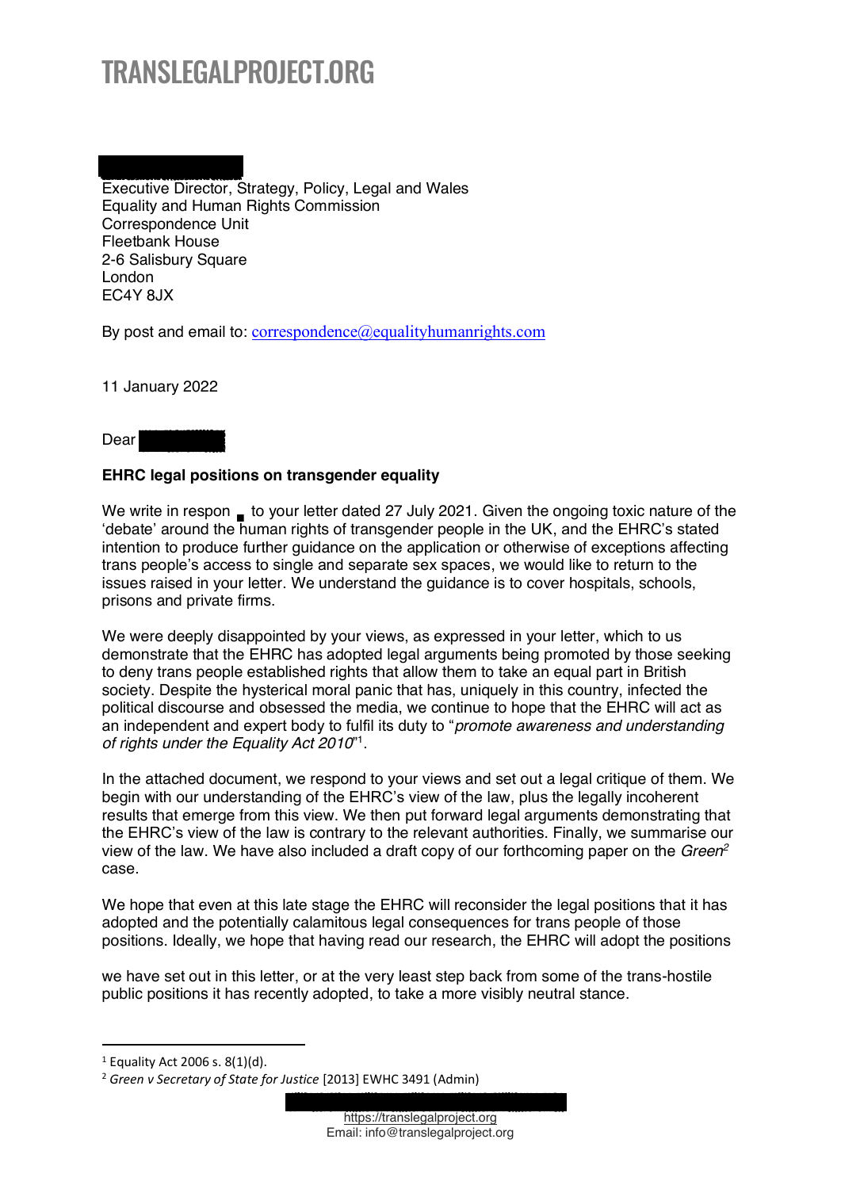# TRANSLEGALPROJECT.ORG

Executive Director, Strategy, Policy, Legal and Wales
Equality and Human Rights Commission
Correspondence Unit
Fleetbank House
2-6 Salisbury Square
London
EC4Y 8JX

By post and email to: correspondence@equalityhumanrights.com

11 January 2022

Dear

**EHRC legal positions on transgender equality**

We write in respon to your letter dated 27 July 2021. Given the ongoing toxic nature of the 'debate' around the human rights of transgender people in the UK, and the EHRC's stated intention to produce further guidance on the application or otherwise of exceptions affecting trans people's access to single and separate sex spaces, we would like to return to the issues raised in your letter. We understand the guidance is to cover hospitals, schools, prisons and private firms.

We were deeply disappointed by your views, as expressed in your letter, which to us demonstrate that the EHRC has adopted legal arguments being promoted by those seeking to deny trans people established rights that allow them to take an equal part in British society. Despite the hysterical moral panic that has, uniquely in this country, infected the political discourse and obsessed the media, we continue to hope that the EHRC will act as an independent and expert body to fulfil its duty to "*promote awareness and understanding of rights under the Equality Act 2010*"[1].

In the attached document, we respond to your views and set out a legal critique of them. We begin with our understanding of the EHRC's view of the law, plus the legally incoherent results that emerge from this view. We then put forward legal arguments demonstrating that the EHRC's view of the law is contrary to the relevant authorities. Finally, we summarise our view of the law. We have also included a draft copy of our forthcoming paper on the *Green*[2] case.

We hope that even at this late stage the EHRC will reconsider the legal positions that it has adopted and the potentially calamitous legal consequences for trans people of those positions. Ideally, we hope that having read our research, the EHRC will adopt the positions

we have set out in this letter, or at the very least step back from some of the trans-hostile public positions it has recently adopted, to take a more visibly neutral stance.

---

[1] Equality Act 2006 s. 8(1)(d).

[2] *Green v Secretary of State for Justice* [2013] EWHC 3491 (Admin)

https://translegalproject.org
Email: info@translegalproject.org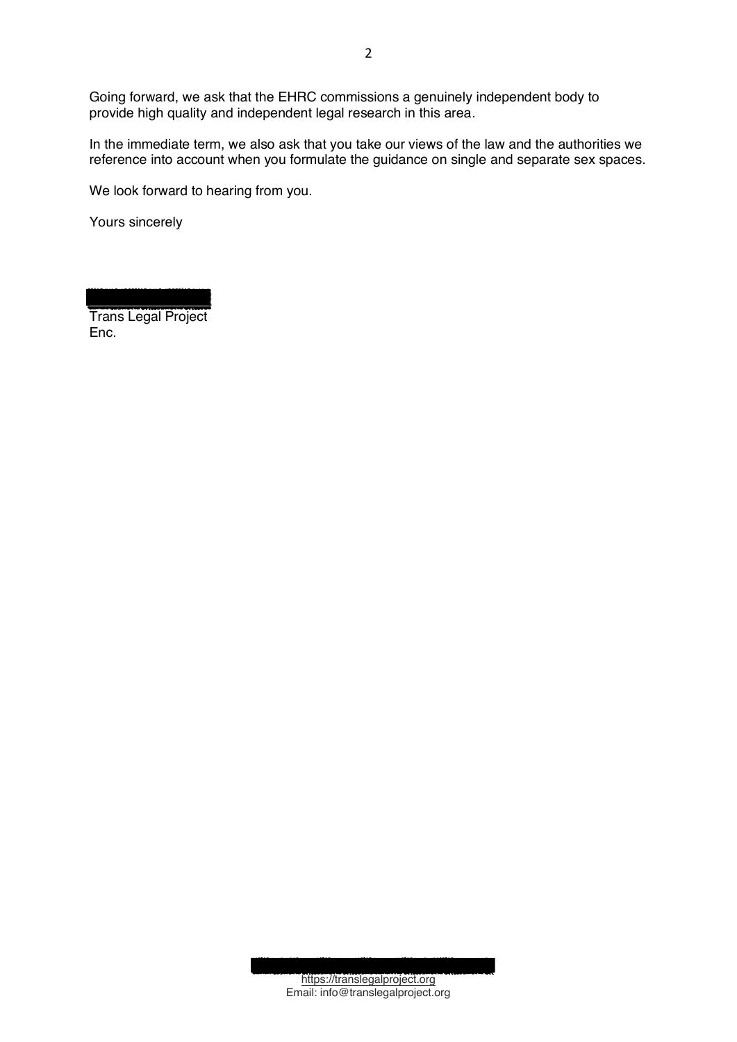Going forward, we ask that the EHRC commissions a genuinely independent body to provide high quality and independent legal research in this area.

In the immediate term, we also ask that you take our views of the law and the authorities we reference into account when you formulate the guidance on single and separate sex spaces.

We look forward to hearing from you.

Yours sincerely

Trans Legal Project
Enc.

https://translegalproject.org
Email: info@translegalproject.org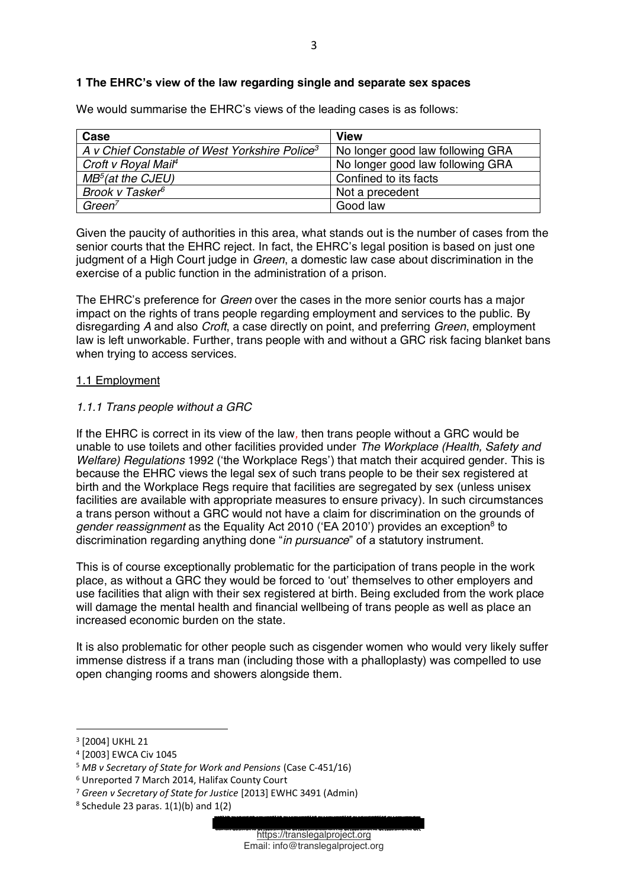**1 The EHRC's view of the law regarding single and separate sex spaces**

We would summarise the EHRC's views of the leading cases is as follows:

| Case | View |
|---|---|
| *A v Chief Constable of West Yorkshire Police*[3] | No longer good law following GRA |
| *Croft v Royal Mail*[4] | No longer good law following GRA |
| *MB*[5] *(at the CJEU)* | Confined to its facts |
| *Brook v Tasker*[6] | Not a precedent |
| *Green*[7] | Good law |

Given the paucity of authorities in this area, what stands out is the number of cases from the senior courts that the EHRC reject. In fact, the EHRC's legal position is based on just one judgment of a High Court judge in *Green*, a domestic law case about discrimination in the exercise of a public function in the administration of a prison.

The EHRC's preference for *Green* over the cases in the more senior courts has a major impact on the rights of trans people regarding employment and services to the public. By disregarding *A* and also *Croft*, a case directly on point, and preferring *Green*, employment law is left unworkable. Further, trans people with and without a GRC risk facing blanket bans when trying to access services.

1.1 Employment

*1.1.1 Trans people without a GRC*

If the EHRC is correct in its view of the law, then trans people without a GRC would be unable to use toilets and other facilities provided under *The Workplace (Health, Safety and Welfare) Regulations* 1992 ('the Workplace Regs') that match their acquired gender. This is because the EHRC views the legal sex of such trans people to be their sex registered at birth and the Workplace Regs require that facilities are segregated by sex (unless unisex facilities are available with appropriate measures to ensure privacy). In such circumstances a trans person without a GRC would not have a claim for discrimination on the grounds of *gender reassignment* as the Equality Act 2010 ('EA 2010') provides an exception[8] to discrimination regarding anything done "*in pursuance*" of a statutory instrument.

This is of course exceptionally problematic for the participation of trans people in the work place, as without a GRC they would be forced to 'out' themselves to other employers and use facilities that align with their sex registered at birth. Being excluded from the work place will damage the mental health and financial wellbeing of trans people as well as place an increased economic burden on the state.

It is also problematic for other people such as cisgender women who would very likely suffer immense distress if a trans man (including those with a phalloplasty) was compelled to use open changing rooms and showers alongside them.

---

[3] [2004] UKHL 21

[4] [2003] EWCA Civ 1045

[5] *MB v Secretary of State for Work and Pensions* (Case C-451/16)

[6] Unreported 7 March 2014, Halifax County Court

[7] *Green v Secretary of State for Justice* [2013] EWHC 3491 (Admin)

[8] Schedule 23 paras. 1(1)(b) and 1(2)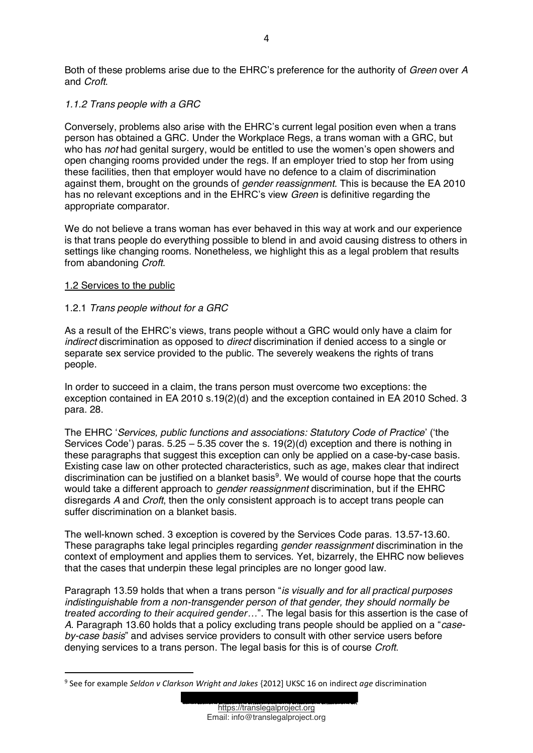Both of these problems arise due to the EHRC's preference for the authority of *Green* over *A* and *Croft*.

### *1.1.2 Trans people with a GRC*

Conversely, problems also arise with the EHRC's current legal position even when a trans person has obtained a GRC. Under the Workplace Regs, a trans woman with a GRC, but who has *not* had genital surgery, would be entitled to use the women's open showers and open changing rooms provided under the regs. If an employer tried to stop her from using these facilities, then that employer would have no defence to a claim of discrimination against them, brought on the grounds of *gender reassignment*. This is because the EA 2010 has no relevant exceptions and in the EHRC's view *Green* is definitive regarding the appropriate comparator.

We do not believe a trans woman has ever behaved in this way at work and our experience is that trans people do everything possible to blend in and avoid causing distress to others in settings like changing rooms. Nonetheless, we highlight this as a legal problem that results from abandoning *Croft*.

## 1.2 Services to the public

### 1.2.1 *Trans people without for a GRC*

As a result of the EHRC's views, trans people without a GRC would only have a claim for *indirect* discrimination as opposed to *direct* discrimination if denied access to a single or separate sex service provided to the public. The severely weakens the rights of trans people.

In order to succeed in a claim, the trans person must overcome two exceptions: the exception contained in EA 2010 s.19(2)(d) and the exception contained in EA 2010 Sched. 3 para. 28.

The EHRC '*Services, public functions and associations: Statutory Code of Practice*' ('the Services Code') paras. 5.25 – 5.35 cover the s. 19(2)(d) exception and there is nothing in these paragraphs that suggest this exception can only be applied on a case-by-case basis. Existing case law on other protected characteristics, such as age, makes clear that indirect discrimination can be justified on a blanket basis[9]. We would of course hope that the courts would take a different approach to *gender reassignment* discrimination, but if the EHRC disregards *A* and *Croft*, then the only consistent approach is to accept trans people can suffer discrimination on a blanket basis.

The well-known sched. 3 exception is covered by the Services Code paras. 13.57-13.60. These paragraphs take legal principles regarding *gender reassignment* discrimination in the context of employment and applies them to services. Yet, bizarrely, the EHRC now believes that the cases that underpin these legal principles are no longer good law.

Paragraph 13.59 holds that when a trans person "*is visually and for all practical purposes indistinguishable from a non-transgender person of that gender, they should normally be treated according to their acquired gender…*". The legal basis for this assertion is the case of *A*. Paragraph 13.60 holds that a policy excluding trans people should be applied on a "*case-by-case basis*" and advises service providers to consult with other service users before denying services to a trans person. The legal basis for this is of course *Croft*.

---

[9] See for example *Seldon v Clarkson Wright and Jakes* [2012] UKSC 16 on indirect *age* discrimination

https://translegalproject.org
Email: info@translegalproject.org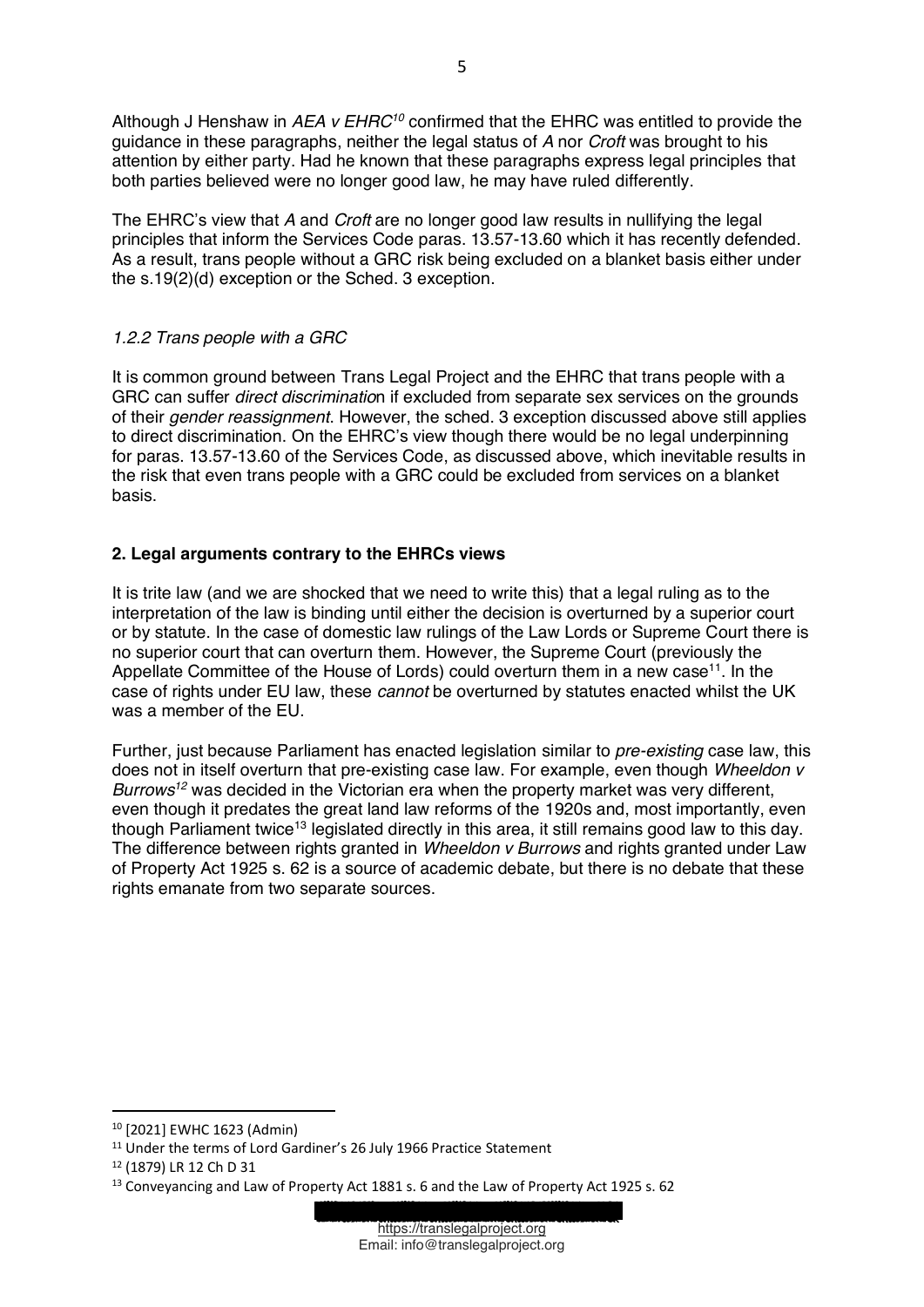Although J Henshaw in *AEA v EHRC*[10] confirmed that the EHRC was entitled to provide the guidance in these paragraphs, neither the legal status of *A* nor *Croft* was brought to his attention by either party. Had he known that these paragraphs express legal principles that both parties believed were no longer good law, he may have ruled differently.

The EHRC's view that *A* and *Croft* are no longer good law results in nullifying the legal principles that inform the Services Code paras. 13.57-13.60 which it has recently defended. As a result, trans people without a GRC risk being excluded on a blanket basis either under the s.19(2)(d) exception or the Sched. 3 exception.

### *1.2.2 Trans people with a GRC*

It is common ground between Trans Legal Project and the EHRC that trans people with a GRC can suffer *direct discrimination* if excluded from separate sex services on the grounds of their *gender reassignment*. However, the sched. 3 exception discussed above still applies to direct discrimination. On the EHRC's view though there would be no legal underpinning for paras. 13.57-13.60 of the Services Code, as discussed above, which inevitable results in the risk that even trans people with a GRC could be excluded from services on a blanket basis.

## **2. Legal arguments contrary to the EHRCs views**

It is trite law (and we are shocked that we need to write this) that a legal ruling as to the interpretation of the law is binding until either the decision is overturned by a superior court or by statute. In the case of domestic law rulings of the Law Lords or Supreme Court there is no superior court that can overturn them. However, the Supreme Court (previously the Appellate Committee of the House of Lords) could overturn them in a new case[11]. In the case of rights under EU law, these *cannot* be overturned by statutes enacted whilst the UK was a member of the EU.

Further, just because Parliament has enacted legislation similar to *pre-existing* case law, this does not in itself overturn that pre-existing case law. For example, even though *Wheeldon v Burrows*[12] was decided in the Victorian era when the property market was very different, even though it predates the great land law reforms of the 1920s and, most importantly, even though Parliament twice[13] legislated directly in this area, it still remains good law to this day. The difference between rights granted in *Wheeldon v Burrows* and rights granted under Law of Property Act 1925 s. 62 is a source of academic debate, but there is no debate that these rights emanate from two separate sources.

---

[10] [2021] EWHC 1623 (Admin)

[11] Under the terms of Lord Gardiner's 26 July 1966 Practice Statement

[12] (1879) LR 12 Ch D 31

[13] Conveyancing and Law of Property Act 1881 s. 6 and the Law of Property Act 1925 s. 62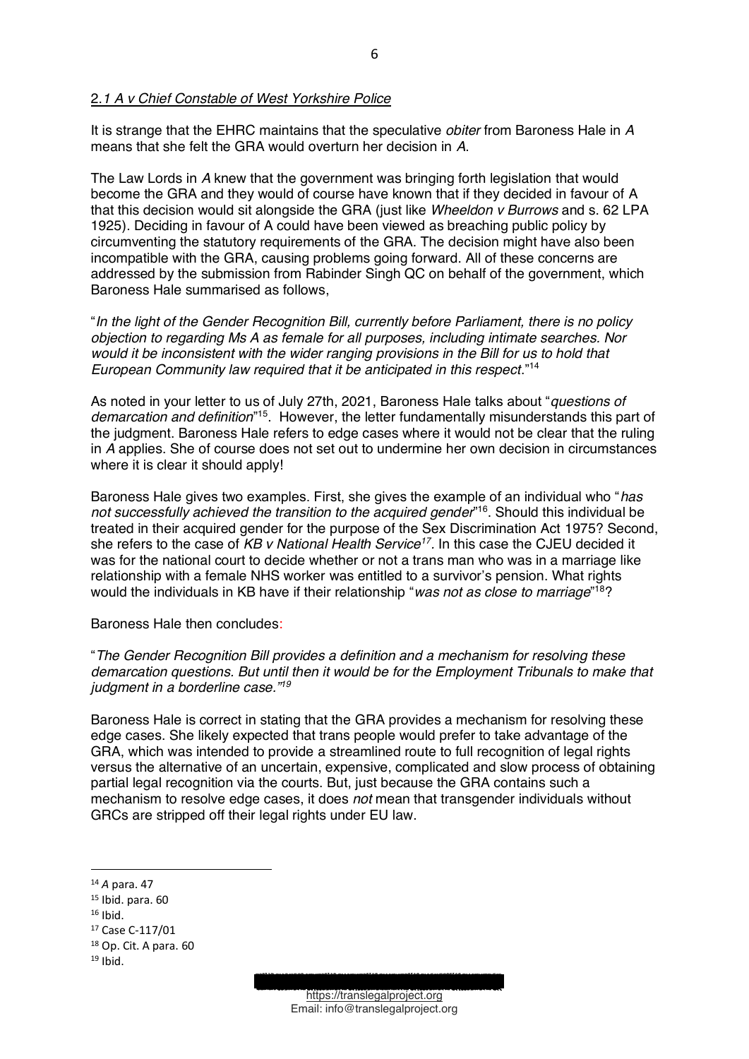## 2.*1 A v Chief Constable of West Yorkshire Police*

It is strange that the EHRC maintains that the speculative *obiter* from Baroness Hale in *A* means that she felt the GRA would overturn her decision in *A*.

The Law Lords in *A* knew that the government was bringing forth legislation that would become the GRA and they would of course have known that if they decided in favour of A that this decision would sit alongside the GRA (just like *Wheeldon v Burrows* and s. 62 LPA 1925). Deciding in favour of A could have been viewed as breaching public policy by circumventing the statutory requirements of the GRA. The decision might have also been incompatible with the GRA, causing problems going forward. All of these concerns are addressed by the submission from Rabinder Singh QC on behalf of the government, which Baroness Hale summarised as follows,

"*In the light of the Gender Recognition Bill, currently before Parliament, there is no policy objection to regarding Ms A as female for all purposes, including intimate searches. Nor would it be inconsistent with the wider ranging provisions in the Bill for us to hold that European Community law required that it be anticipated in this respect*."[14]

As noted in your letter to us of July 27th, 2021, Baroness Hale talks about "*questions of demarcation and definition*"[15]. However, the letter fundamentally misunderstands this part of the judgment. Baroness Hale refers to edge cases where it would not be clear that the ruling in *A* applies. She of course does not set out to undermine her own decision in circumstances where it is clear it should apply!

Baroness Hale gives two examples. First, she gives the example of an individual who "*has not successfully achieved the transition to the acquired gender*"[16]. Should this individual be treated in their acquired gender for the purpose of the Sex Discrimination Act 1975? Second, she refers to the case of *KB v National Health Service*[17]. In this case the CJEU decided it was for the national court to decide whether or not a trans man who was in a marriage like relationship with a female NHS worker was entitled to a survivor's pension. What rights would the individuals in KB have if their relationship "*was not as close to marriage*"[18]?

Baroness Hale then concludes:

"*The Gender Recognition Bill provides a definition and a mechanism for resolving these demarcation questions. But until then it would be for the Employment Tribunals to make that judgment in a borderline case.*"[19]

Baroness Hale is correct in stating that the GRA provides a mechanism for resolving these edge cases. She likely expected that trans people would prefer to take advantage of the GRA, which was intended to provide a streamlined route to full recognition of legal rights versus the alternative of an uncertain, expensive, complicated and slow process of obtaining partial legal recognition via the courts. But, just because the GRA contains such a mechanism to resolve edge cases, it does *not* mean that transgender individuals without GRCs are stripped off their legal rights under EU law.

---

[14] *A* para. 47
[15] Ibid. para. 60
[16] Ibid.
[17] Case C-117/01
[18] Op. Cit. A para. 60
[19] Ibid.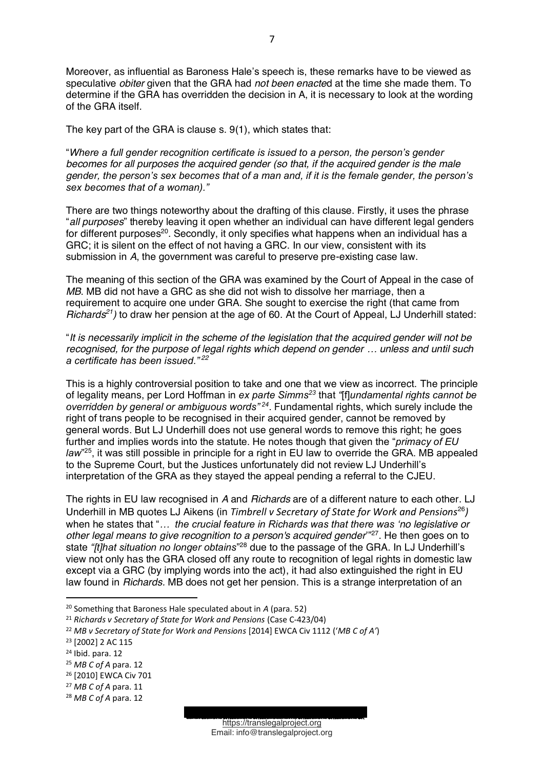Moreover, as influential as Baroness Hale's speech is, these remarks have to be viewed as speculative *obiter* given that the GRA had *not been enacte*d at the time she made them. To determine if the GRA has overridden the decision in A, it is necessary to look at the wording of the GRA itself.

The key part of the GRA is clause s. 9(1), which states that:

"*Where a full gender recognition certificate is issued to a person, the person's gender becomes for all purposes the acquired gender (so that, if the acquired gender is the male gender, the person's sex becomes that of a man and, if it is the female gender, the person's sex becomes that of a woman)."*

There are two things noteworthy about the drafting of this clause. Firstly, it uses the phrase "*all purposes*" thereby leaving it open whether an individual can have different legal genders for different purposes[20]. Secondly, it only specifies what happens when an individual has a GRC; it is silent on the effect of not having a GRC. In our view, consistent with its submission in *A*, the government was careful to preserve pre-existing case law.

The meaning of this section of the GRA was examined by the Court of Appeal in the case of *MB*. MB did not have a GRC as she did not wish to dissolve her marriage, then a requirement to acquire one under GRA. She sought to exercise the right (that came from *Richards*[21]) to draw her pension at the age of 60. At the Court of Appeal, LJ Underhill stated:

"*It is necessarily implicit in the scheme of the legislation that the acquired gender will not be recognised, for the purpose of legal rights which depend on gender … unless and until such a certificate has been issued."*[22]

This is a highly controversial position to take and one that we view as incorrect. The principle of legality means, per Lord Hoffman in *ex parte Simms*[23] that *"*[f]*undamental rights cannot be overridden by general or ambiguous words"*[24]. Fundamental rights, which surely include the right of trans people to be recognised in their acquired gender, cannot be removed by general words. But LJ Underhill does not use general words to remove this right; he goes further and implies words into the statute. He notes though that given the "*primacy of EU law*"[25], it was still possible in principle for a right in EU law to override the GRA. MB appealed to the Supreme Court, but the Justices unfortunately did not review LJ Underhill's interpretation of the GRA as they stayed the appeal pending a referral to the CJEU.

The rights in EU law recognised in *A* and *Richards* are of a different nature to each other. LJ Underhill in MB quotes LJ Aikens (in *Timbrell v Secretary of State for Work and Pensions*[26]) when he states that "*… the crucial feature in Richards was that there was 'no legislative or other legal means to give recognition to a person's acquired gender'*"[27]. He then goes on to state *"[t]hat situation no longer obtains"*[28] due to the passage of the GRA. In LJ Underhill's view not only has the GRA closed off any route to recognition of legal rights in domestic law except via a GRC (by implying words into the act), it had also extinguished the right in EU law found in *Richards.* MB does not get her pension. This is a strange interpretation of an

[20] Something that Baroness Hale speculated about in *A* (para. 52)

[21] *Richards v Secretary of State for Work and Pensions* (Case C-423/04)

[22] *MB v Secretary of State for Work and Pensions* [2014] EWCA Civ 1112 ('*MB C of A*')

[23] [2002] 2 AC 115

[24] Ibid. para. 12

[25] *MB C of A* para. 12

[26] [2010] EWCA Civ 701

[27] *MB C of A* para. 11

[28] *MB C of A* para. 12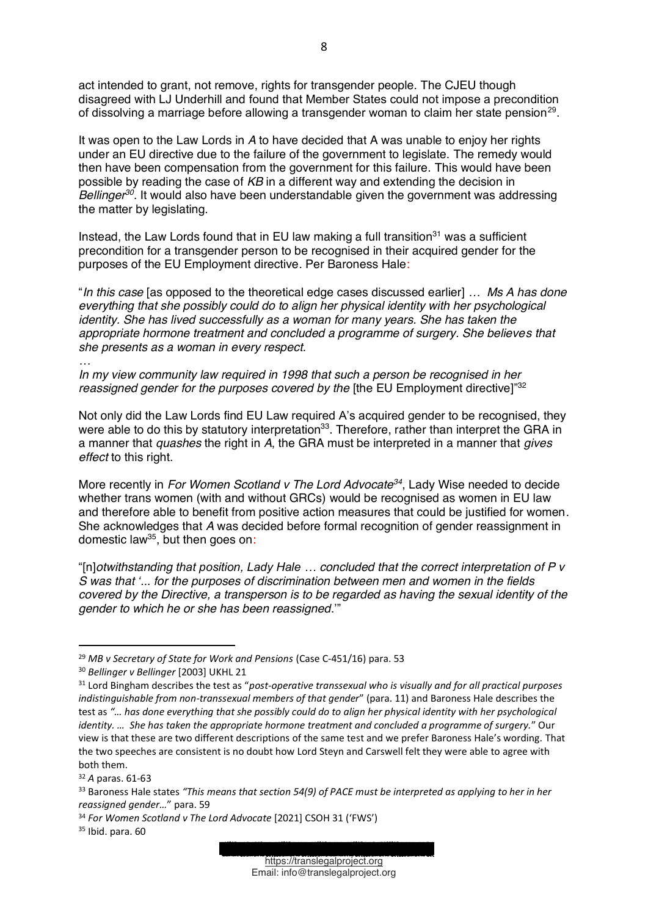act intended to grant, not remove, rights for transgender people. The CJEU though disagreed with LJ Underhill and found that Member States could not impose a precondition of dissolving a marriage before allowing a transgender woman to claim her state pension[29].

It was open to the Law Lords in *A* to have decided that A was unable to enjoy her rights under an EU directive due to the failure of the government to legislate. The remedy would then have been compensation from the government for this failure. This would have been possible by reading the case of *KB* in a different way and extending the decision in *Bellinger*[30]. It would also have been understandable given the government was addressing the matter by legislating.

Instead, the Law Lords found that in EU law making a full transition[31] was a sufficient precondition for a transgender person to be recognised in their acquired gender for the purposes of the EU Employment directive. Per Baroness Hale:

"*In this case* [as opposed to the theoretical edge cases discussed earlier] … *Ms A has done everything that she possibly could do to align her physical identity with her psychological identity. She has lived successfully as a woman for many years. She has taken the appropriate hormone treatment and concluded a programme of surgery. She believes that she presents as a woman in every respect.*

…

*In my view community law required in 1998 that such a person be recognised in her reassigned gender for the purposes covered by the* [the EU Employment directive]"[32]

Not only did the Law Lords find EU Law required A's acquired gender to be recognised, they were able to do this by statutory interpretation[33]. Therefore, rather than interpret the GRA in a manner that *quashes* the right in *A*, the GRA must be interpreted in a manner that *gives effect* to this right.

More recently in *For Women Scotland v The Lord Advocate*[34], Lady Wise needed to decide whether trans women (with and without GRCs) would be recognised as women in EU law and therefore able to benefit from positive action measures that could be justified for women. She acknowledges that *A* was decided before formal recognition of gender reassignment in domestic law[35], but then goes on:

"[n]*otwithstanding that position, Lady Hale … concluded that the correct interpretation of P v S was that '... for the purposes of discrimination between men and women in the fields covered by the Directive, a transperson is to be regarded as having the sexual identity of the gender to which he or she has been reassigned.*'"

---

[29] *MB v Secretary of State for Work and Pensions* (Case C-451/16) para. 53

[30] *Bellinger v Bellinger* [2003] UKHL 21

[31] Lord Bingham describes the test as "*post-operative transsexual who is visually and for all practical purposes indistinguishable from non-transsexual members of that gender*" (para. 11) and Baroness Hale describes the test as *"… has done everything that she possibly could do to align her physical identity with her psychological identity. … She has taken the appropriate hormone treatment and concluded a programme of surgery.*" Our view is that these are two different descriptions of the same test and we prefer Baroness Hale's wording. That the two speeches are consistent is no doubt how Lord Steyn and Carswell felt they were able to agree with both them.

[32] *A* paras. 61-63

[33] Baroness Hale states *"This means that section 54(9) of PACE must be interpreted as applying to her in her reassigned gender…*" para. 59

[34] *For Women Scotland v The Lord Advocate* [2021] CSOH 31 ('FWS')

[35] Ibid. para. 60

https://translegalproject.org
Email: info@translegalproject.org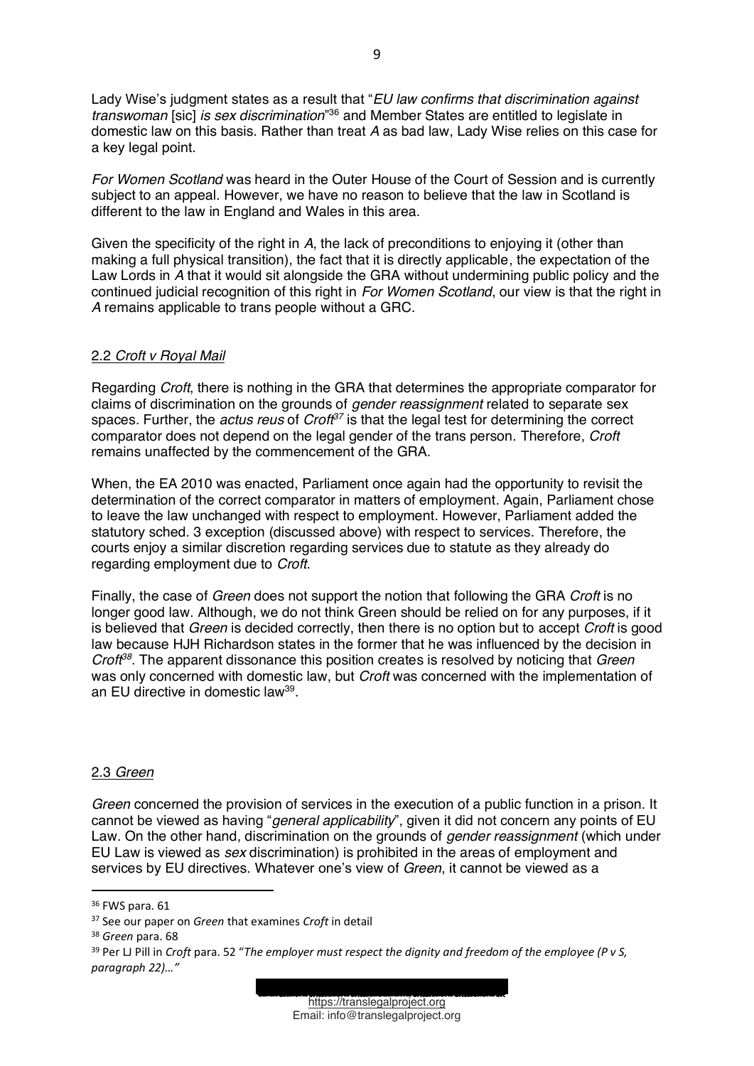Lady Wise's judgment states as a result that "*EU law confirms that discrimination against transwoman* [sic] *is sex discrimination*"[36] and Member States are entitled to legislate in domestic law on this basis. Rather than treat *A* as bad law, Lady Wise relies on this case for a key legal point.

*For Women Scotland* was heard in the Outer House of the Court of Session and is currently subject to an appeal. However, we have no reason to believe that the law in Scotland is different to the law in England and Wales in this area.

Given the specificity of the right in *A*, the lack of preconditions to enjoying it (other than making a full physical transition), the fact that it is directly applicable, the expectation of the Law Lords in *A* that it would sit alongside the GRA without undermining public policy and the continued judicial recognition of this right in *For Women Scotland*, our view is that the right in *A* remains applicable to trans people without a GRC.

### 2.2 *Croft v Royal Mail*

Regarding *Croft*, there is nothing in the GRA that determines the appropriate comparator for claims of discrimination on the grounds of *gender reassignment* related to separate sex spaces. Further, the *actus reus* of *Croft*[37] is that the legal test for determining the correct comparator does not depend on the legal gender of the trans person. Therefore, *Croft* remains unaffected by the commencement of the GRA.

When, the EA 2010 was enacted, Parliament once again had the opportunity to revisit the determination of the correct comparator in matters of employment. Again, Parliament chose to leave the law unchanged with respect to employment. However, Parliament added the statutory sched. 3 exception (discussed above) with respect to services. Therefore, the courts enjoy a similar discretion regarding services due to statute as they already do regarding employment due to *Croft*.

Finally, the case of *Green* does not support the notion that following the GRA *Croft* is no longer good law. Although, we do not think Green should be relied on for any purposes, if it is believed that *Green* is decided correctly, then there is no option but to accept *Croft* is good law because HJH Richardson states in the former that he was influenced by the decision in *Croft*[38]. The apparent dissonance this position creates is resolved by noticing that *Green* was only concerned with domestic law, but *Croft* was concerned with the implementation of an EU directive in domestic law[39].

### 2.3 *Green*

*Green* concerned the provision of services in the execution of a public function in a prison. It cannot be viewed as having "*general applicability*", given it did not concern any points of EU Law. On the other hand, discrimination on the grounds of *gender reassignment* (which under EU Law is viewed as *sex* discrimination) is prohibited in the areas of employment and services by EU directives. Whatever one's view of *Green*, it cannot be viewed as a

---

[36] FWS para. 61

[37] See our paper on *Green* that examines *Croft* in detail

[38] *Green* para. 68

[39] Per LJ Pill in *Croft* para. 52 "*The employer must respect the dignity and freedom of the employee (P v S, paragraph 22)…*"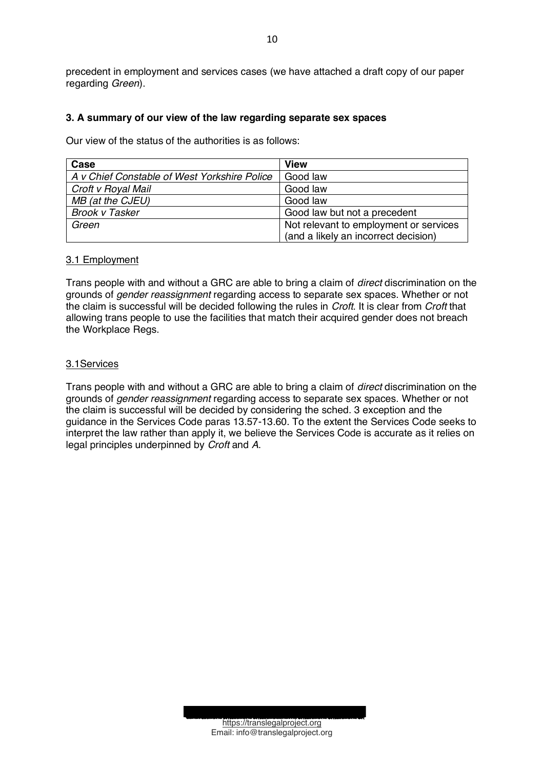precedent in employment and services cases (we have attached a draft copy of our paper regarding *Green*).

### 3. A summary of our view of the law regarding separate sex spaces

Our view of the status of the authorities is as follows:

| Case | View |
|---|---|
| *A v Chief Constable of West Yorkshire Police* | Good law |
| *Croft v Royal Mail* | Good law |
| *MB (at the CJEU)* | Good law |
| *Brook v Tasker* | Good law but not a precedent |
| *Green* | Not relevant to employment or services (and a likely an incorrect decision) |

<u>3.1 Employment</u>

Trans people with and without a GRC are able to bring a claim of *direct* discrimination on the grounds of *gender reassignment* regarding access to separate sex spaces. Whether or not the claim is successful will be decided following the rules in *Croft*. It is clear from *Croft* that allowing trans people to use the facilities that match their acquired gender does not breach the Workplace Regs.

<u>3.1Services</u>

Trans people with and without a GRC are able to bring a claim of *direct* discrimination on the grounds of *gender reassignment* regarding access to separate sex spaces. Whether or not the claim is successful will be decided by considering the sched. 3 exception and the guidance in the Services Code paras 13.57-13.60. To the extent the Services Code seeks to interpret the law rather than apply it, we believe the Services Code is accurate as it relies on legal principles underpinned by *Croft* and *A*.